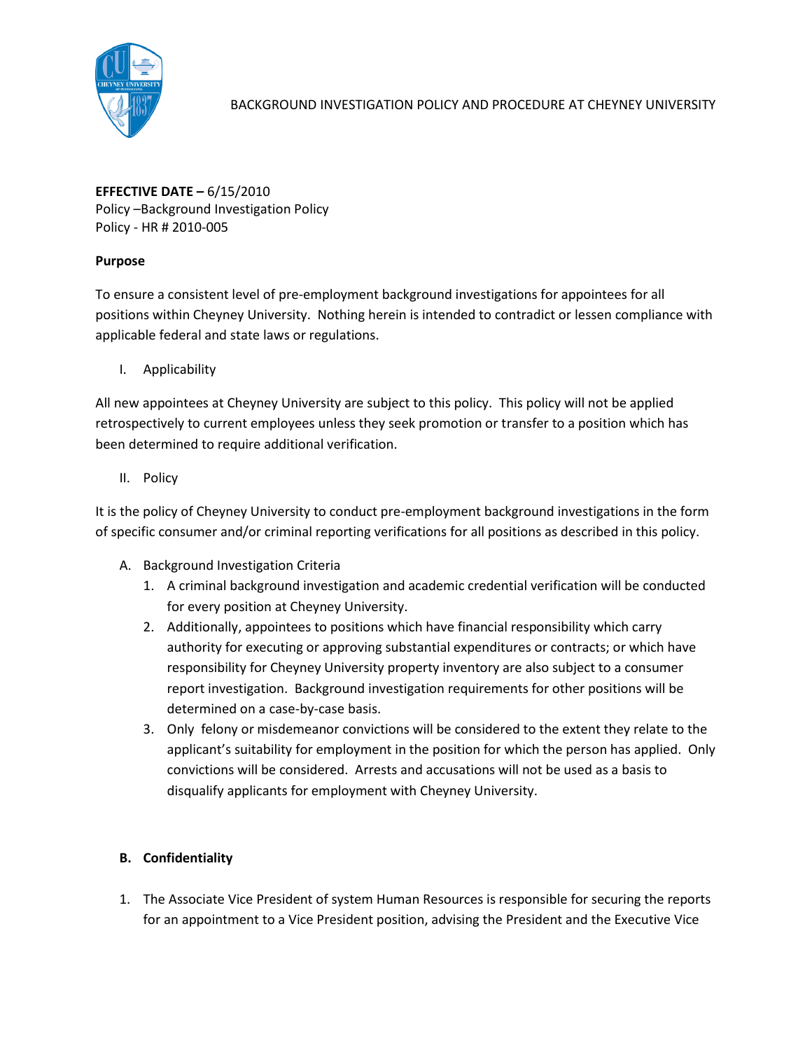# BACKGROUND INVESTIGATION POLICY AND PROCEDURE AT CHEYNEY UNIVERSITY

**EFFECTIVE DATE –** 6/15/2010
Policy –Background Investigation Policy
Policy - HR # 2010-005

**Purpose**

To ensure a consistent level of pre-employment background investigations for appointees for all positions within Cheyney University. Nothing herein is intended to contradict or lessen compliance with applicable federal and state laws or regulations.

I. Applicability

All new appointees at Cheyney University are subject to this policy. This policy will not be applied retrospectively to current employees unless they seek promotion or transfer to a position which has been determined to require additional verification.

II. Policy

It is the policy of Cheyney University to conduct pre-employment background investigations in the form of specific consumer and/or criminal reporting verifications for all positions as described in this policy.

A. Background Investigation Criteria
   1. A criminal background investigation and academic credential verification will be conducted for every position at Cheyney University.
   2. Additionally, appointees to positions which have financial responsibility which carry authority for executing or approving substantial expenditures or contracts; or which have responsibility for Cheyney University property inventory are also subject to a consumer report investigation. Background investigation requirements for other positions will be determined on a case-by-case basis.
   3. Only felony or misdemeanor convictions will be considered to the extent they relate to the applicant's suitability for employment in the position for which the person has applied. Only convictions will be considered. Arrests and accusations will not be used as a basis to disqualify applicants for employment with Cheyney University.

**B. Confidentiality**

1. The Associate Vice President of system Human Resources is responsible for securing the reports for an appointment to a Vice President position, advising the President and the Executive Vice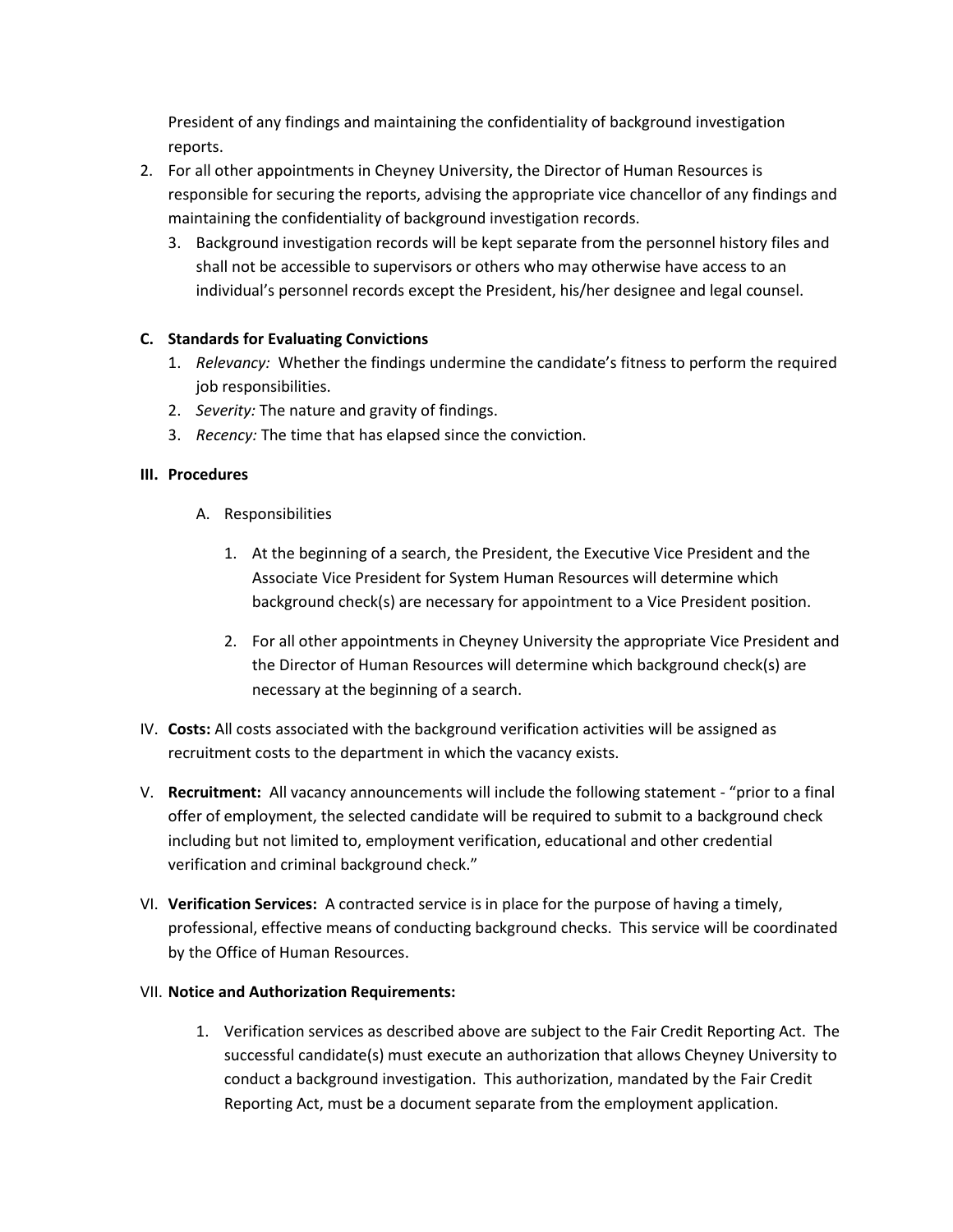President of any findings and maintaining the confidentiality of background investigation reports.

2. For all other appointments in Cheyney University, the Director of Human Resources is responsible for securing the reports, advising the appropriate vice chancellor of any findings and maintaining the confidentiality of background investigation records.
   3. Background investigation records will be kept separate from the personnel history files and shall not be accessible to supervisors or others who may otherwise have access to an individual's personnel records except the President, his/her designee and legal counsel.

**C. Standards for Evaluating Convictions**

1. *Relevancy:* Whether the findings undermine the candidate's fitness to perform the required job responsibilities.
2. *Severity:* The nature and gravity of findings.
3. *Recency:* The time that has elapsed since the conviction.

**III. Procedures**

A. Responsibilities

1. At the beginning of a search, the President, the Executive Vice President and the Associate Vice President for System Human Resources will determine which background check(s) are necessary for appointment to a Vice President position.

2. For all other appointments in Cheyney University the appropriate Vice President and the Director of Human Resources will determine which background check(s) are necessary at the beginning of a search.

IV. **Costs:** All costs associated with the background verification activities will be assigned as recruitment costs to the department in which the vacancy exists.

V. **Recruitment:** All vacancy announcements will include the following statement - "prior to a final offer of employment, the selected candidate will be required to submit to a background check including but not limited to, employment verification, educational and other credential verification and criminal background check."

VI. **Verification Services:** A contracted service is in place for the purpose of having a timely, professional, effective means of conducting background checks. This service will be coordinated by the Office of Human Resources.

VII. **Notice and Authorization Requirements:**

1. Verification services as described above are subject to the Fair Credit Reporting Act. The successful candidate(s) must execute an authorization that allows Cheyney University to conduct a background investigation. This authorization, mandated by the Fair Credit Reporting Act, must be a document separate from the employment application.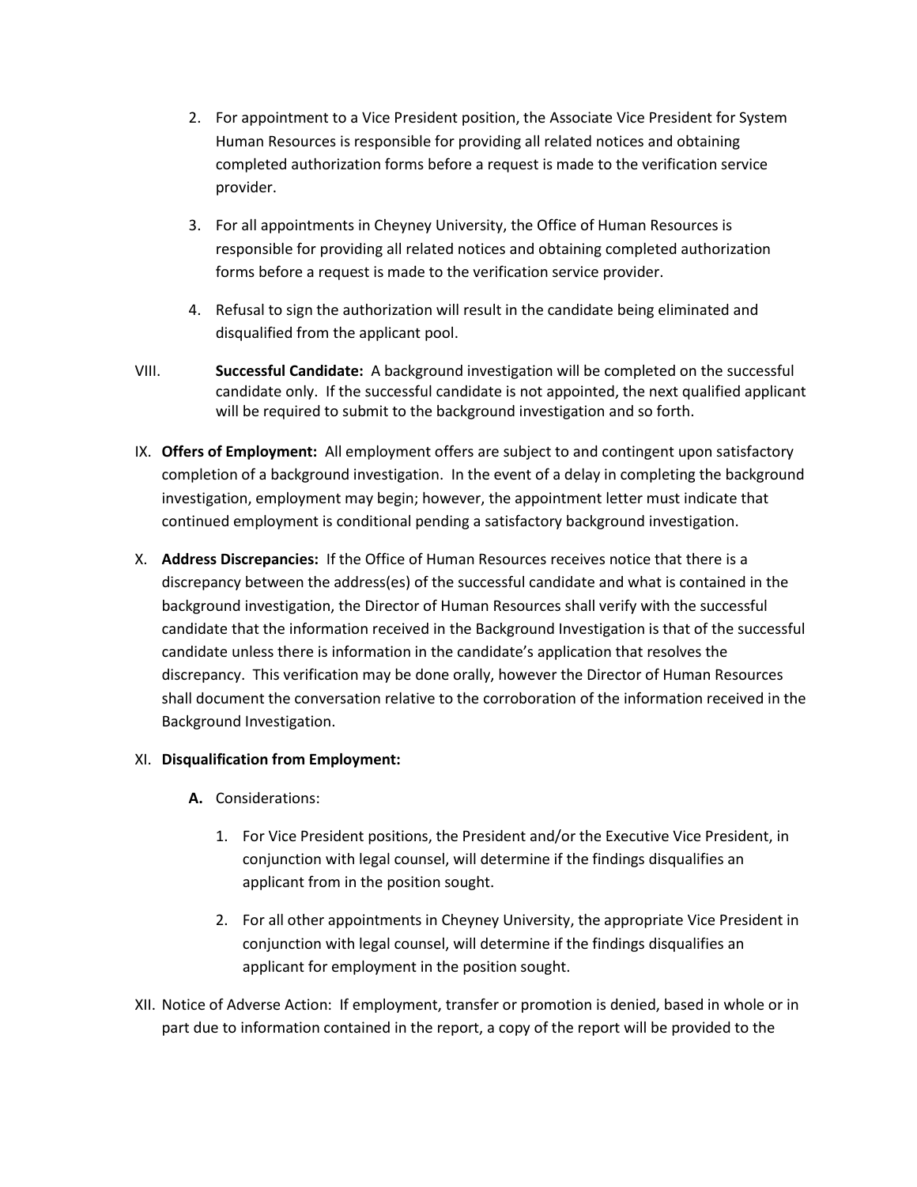2. For appointment to a Vice President position, the Associate Vice President for System Human Resources is responsible for providing all related notices and obtaining completed authorization forms before a request is made to the verification service provider.

3. For all appointments in Cheyney University, the Office of Human Resources is responsible for providing all related notices and obtaining completed authorization forms before a request is made to the verification service provider.

4. Refusal to sign the authorization will result in the candidate being eliminated and disqualified from the applicant pool.

VIII. **Successful Candidate:** A background investigation will be completed on the successful candidate only. If the successful candidate is not appointed, the next qualified applicant will be required to submit to the background investigation and so forth.

IX. **Offers of Employment:** All employment offers are subject to and contingent upon satisfactory completion of a background investigation. In the event of a delay in completing the background investigation, employment may begin; however, the appointment letter must indicate that continued employment is conditional pending a satisfactory background investigation.

X. **Address Discrepancies:** If the Office of Human Resources receives notice that there is a discrepancy between the address(es) of the successful candidate and what is contained in the background investigation, the Director of Human Resources shall verify with the successful candidate that the information received in the Background Investigation is that of the successful candidate unless there is information in the candidate's application that resolves the discrepancy. This verification may be done orally, however the Director of Human Resources shall document the conversation relative to the corroboration of the information received in the Background Investigation.

XI. **Disqualification from Employment:**

**A.** Considerations:

1. For Vice President positions, the President and/or the Executive Vice President, in conjunction with legal counsel, will determine if the findings disqualifies an applicant from in the position sought.

2. For all other appointments in Cheyney University, the appropriate Vice President in conjunction with legal counsel, will determine if the findings disqualifies an applicant for employment in the position sought.

XII. Notice of Adverse Action: If employment, transfer or promotion is denied, based in whole or in part due to information contained in the report, a copy of the report will be provided to the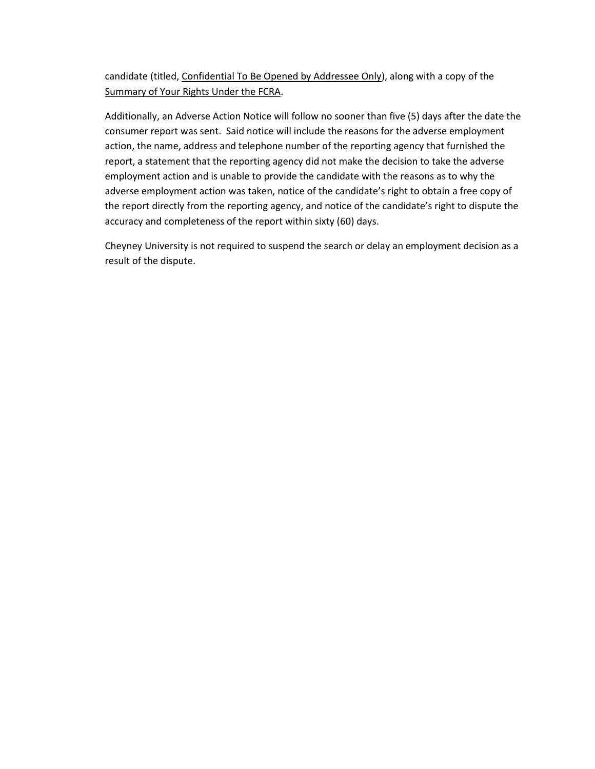candidate (titled, Confidential To Be Opened by Addressee Only), along with a copy of the Summary of Your Rights Under the FCRA.

Additionally, an Adverse Action Notice will follow no sooner than five (5) days after the date the consumer report was sent. Said notice will include the reasons for the adverse employment action, the name, address and telephone number of the reporting agency that furnished the report, a statement that the reporting agency did not make the decision to take the adverse employment action and is unable to provide the candidate with the reasons as to why the adverse employment action was taken, notice of the candidate's right to obtain a free copy of the report directly from the reporting agency, and notice of the candidate's right to dispute the accuracy and completeness of the report within sixty (60) days.

Cheyney University is not required to suspend the search or delay an employment decision as a result of the dispute.